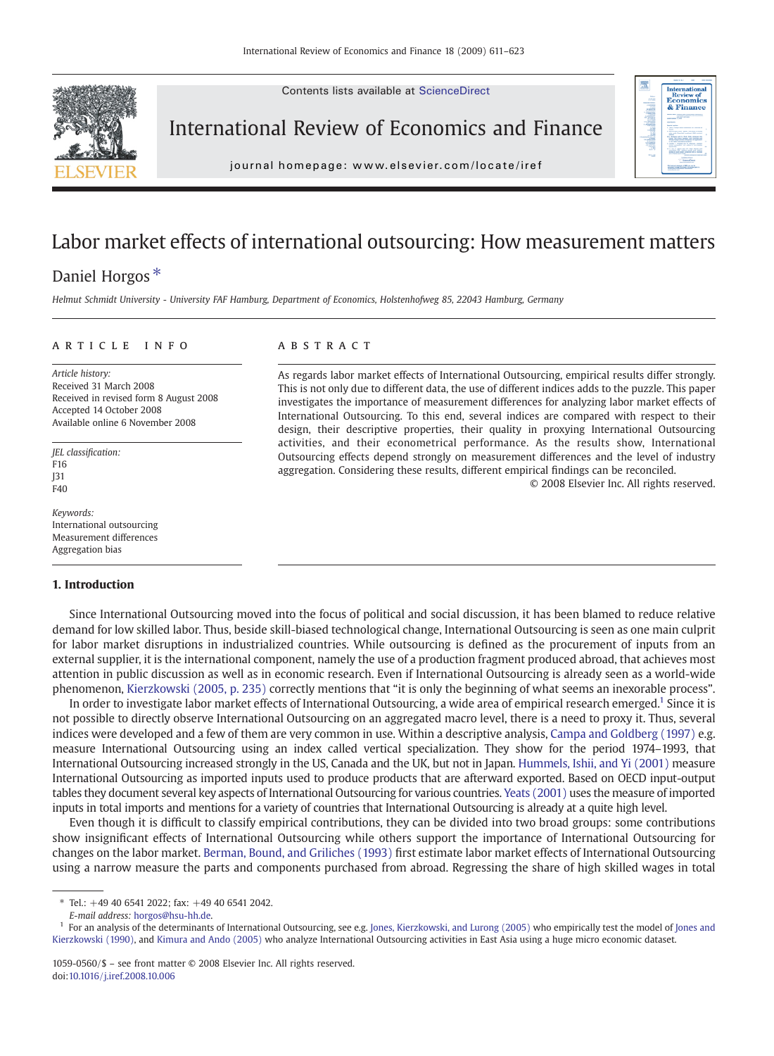# Labor market effects of international outsourcing: How measurement matters

Daniel Horgos *

*Helmut Schmidt University - University FAF Hamburg, Department of Economics, Holstenhofweg 85, 22043 Hamburg, Germany*

## ARTICLE INFO

*Article history:*
Received 31 March 2008
Received in revised form 8 August 2008
Accepted 14 October 2008
Available online 6 November 2008

*JEL classification:*
F16
J31
F40

*Keywords:*
International outsourcing
Measurement differences
Aggregation bias

## ABSTRACT

As regards labor market effects of International Outsourcing, empirical results differ strongly. This is not only due to different data, the use of different indices adds to the puzzle. This paper investigates the importance of measurement differences for analyzing labor market effects of International Outsourcing. To this end, several indices are compared with respect to their design, their descriptive properties, their quality in proxying International Outsourcing activities, and their econometrical performance. As the results show, International Outsourcing effects depend strongly on measurement differences and the level of industry aggregation. Considering these results, different empirical findings can be reconciled.

© 2008 Elsevier Inc. All rights reserved.

## 1. Introduction

Since International Outsourcing moved into the focus of political and social discussion, it has been blamed to reduce relative demand for low skilled labor. Thus, beside skill-biased technological change, International Outsourcing is seen as one main culprit for labor market disruptions in industrialized countries. While outsourcing is defined as the procurement of inputs from an external supplier, it is the international component, namely the use of a production fragment produced abroad, that achieves most attention in public discussion as well as in economic research. Even if International Outsourcing is already seen as a world-wide phenomenon, Kierzkowski (2005, p. 235) correctly mentions that "it is only the beginning of what seems an inexorable process".

In order to investigate labor market effects of International Outsourcing, a wide area of empirical research emerged.[1] Since it is not possible to directly observe International Outsourcing on an aggregated macro level, there is a need to proxy it. Thus, several indices were developed and a few of them are very common in use. Within a descriptive analysis, Campa and Goldberg (1997) e.g. measure International Outsourcing using an index called vertical specialization. They show for the period 1974–1993, that International Outsourcing increased strongly in the US, Canada and the UK, but not in Japan. Hummels, Ishii, and Yi (2001) measure International Outsourcing as imported inputs used to produce products that are afterward exported. Based on OECD input-output tables they document several key aspects of International Outsourcing for various countries. Yeats (2001) uses the measure of imported inputs in total imports and mentions for a variety of countries that International Outsourcing is already at a quite high level.

Even though it is difficult to classify empirical contributions, they can be divided into two broad groups: some contributions show insignificant effects of International Outsourcing while others support the importance of International Outsourcing for changes on the labor market. Berman, Bound, and Griliches (1993) first estimate labor market effects of International Outsourcing using a narrow measure the parts and components purchased from abroad. Regressing the share of high skilled wages in total

---

* Tel.: +49 40 6541 2022; fax: +49 40 6541 2042.
*E-mail address:* horgos@hsu-hh.de.

[1] For an analysis of the determinants of International Outsourcing, see e.g. Jones, Kierzkowski, and Lurong (2005) who empirically test the model of Jones and Kierzkowski (1990), and Kimura and Ando (2005) who analyze International Outsourcing activities in East Asia using a huge micro economic dataset.

1059-0560/$ – see front matter © 2008 Elsevier Inc. All rights reserved.
doi:10.1016/j.iref.2008.10.006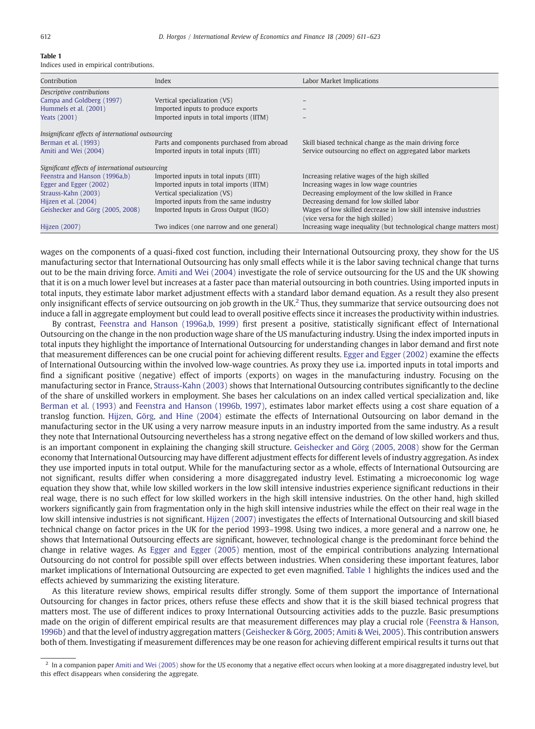**Table 1**
Indices used in empirical contributions.

| Contribution | Index | Labor Market Implications |
|---|---|---|
| *Descriptive contributions* | | |
| Campa and Goldberg (1997) | Vertical specialization (VS) | – |
| Hummels et al. (2001) | Imported inputs to produce exports | – |
| Yeats (2001) | Imported inputs in total imports (IITM) | – |
| *Insignificant effects of international outsourcing* | | |
| Berman et al. (1993) | Parts and components purchased from abroad | Skill biased technical change as the main driving force |
| Amiti and Wei (2004) | Imported inputs in total inputs (IITI) | Service outsourcing no effect on aggregated labor markets |
| *Significant effects of international outsourcing* | | |
| Feenstra and Hanson (1996a,b) | Imported inputs in total inputs (IITI) | Increasing relative wages of the high skilled |
| Egger and Egger (2002) | Imported inputs in total imports (IITM) | Increasing wages in low wage countries |
| Strauss-Kahn (2003) | Vertical specialization (VS) | Decreasing employment of the low skilled in France |
| Hijzen et al. (2004) | Imported inputs from the same industry | Decreasing demand for low skilled labor |
| Geishecker and Görg (2005, 2008) | Imported Inputs in Gross Output (IIGO) | Wages of low skilled decrease in low skill intensive industries (vice versa for the high skilled) |
| Hijzen (2007) | Two indices (one narrow and one general) | Increasing wage inequality (but technological change matters most) |

wages on the components of a quasi-fixed cost function, including their International Outsourcing proxy, they show for the US manufacturing sector that International Outsourcing has only small effects while it is the labor saving technical change that turns out to be the main driving force. Amiti and Wei (2004) investigate the role of service outsourcing for the US and the UK showing that it is on a much lower level but increases at a faster pace than material outsourcing in both countries. Using imported inputs in total inputs, they estimate labor market adjustment effects with a standard labor demand equation. As a result they also present only insignificant effects of service outsourcing on job growth in the UK.[2] Thus, they summarize that service outsourcing does not induce a fall in aggregate employment but could lead to overall positive effects since it increases the productivity within industries.

By contrast, Feenstra and Hanson (1996a,b, 1999) first present a positive, statistically significant effect of International Outsourcing on the change in the non production wage share of the US manufacturing industry. Using the index imported inputs in total inputs they highlight the importance of International Outsourcing for understanding changes in labor demand and first note that measurement differences can be one crucial point for achieving different results. Egger and Egger (2002) examine the effects of International Outsourcing within the involved low-wage countries. As proxy they use i.a. imported inputs in total imports and find a significant positive (negative) effect of imports (exports) on wages in the manufacturing industry. Focusing on the manufacturing sector in France, Strauss-Kahn (2003) shows that International Outsourcing contributes significantly to the decline of the share of unskilled workers in employment. She bases her calculations on an index called vertical specialization and, like Berman et al. (1993) and Feenstra and Hanson (1996b, 1997), estimates labor market effects using a cost share equation of a translog function. Hijzen, Görg, and Hine (2004) estimate the effects of International Outsourcing on labor demand in the manufacturing sector in the UK using a very narrow measure inputs in an industry imported from the same industry. As a result they note that International Outsourcing nevertheless has a strong negative effect on the demand of low skilled workers and thus, is an important component in explaining the changing skill structure. Geishecker and Görg (2005, 2008) show for the German economy that International Outsourcing may have different adjustment effects for different levels of industry aggregation. As index they use imported inputs in total output. While for the manufacturing sector as a whole, effects of International Outsourcing are not significant, results differ when considering a more disaggregated industry level. Estimating a microeconomic log wage equation they show that, while low skilled workers in the low skill intensive industries experience significant reductions in their real wage, there is no such effect for low skilled workers in the high skill intensive industries. On the other hand, high skilled workers significantly gain from fragmentation only in the high skill intensive industries while the effect on their real wage in the low skill intensive industries is not significant. Hijzen (2007) investigates the effects of International Outsourcing and skill biased technical change on factor prices in the UK for the period 1993–1998. Using two indices, a more general and a narrow one, he shows that International Outsourcing effects are significant, however, technological change is the predominant force behind the change in relative wages. As Egger and Egger (2005) mention, most of the empirical contributions analyzing International Outsourcing do not control for possible spill over effects between industries. When considering these important features, labor market implications of International Outsourcing are expected to get even magnified. Table 1 highlights the indices used and the effects achieved by summarizing the existing literature.

As this literature review shows, empirical results differ strongly. Some of them support the importance of International Outsourcing for changes in factor prices, others refuse these effects and show that it is the skill biased technical progress that matters most. The use of different indices to proxy International Outsourcing activities adds to the puzzle. Basic presumptions made on the origin of different empirical results are that measurement differences may play a crucial role (Feenstra & Hanson, 1996b) and that the level of industry aggregation matters (Geishecker & Görg, 2005; Amiti & Wei, 2005). This contribution answers both of them. Investigating if measurement differences may be one reason for achieving different empirical results it turns out that

[2] In a companion paper Amiti and Wei (2005) show for the US economy that a negative effect occurs when looking at a more disaggregated industry level, but this effect disappears when considering the aggregate.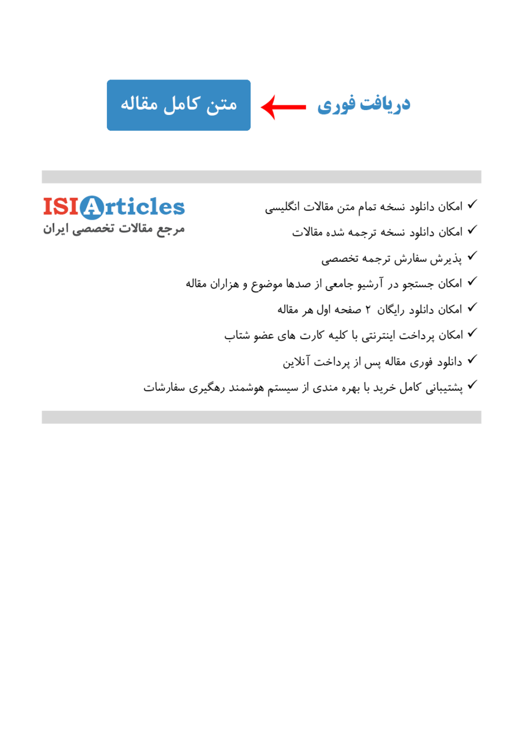دریافت فوری ← **متن کامل مقاله**

**ISIArticles**
مرجع مقالات تخصصی ایران

- ✓ امکان دانلود نسخه تمام متن مقالات انگلیسی
- ✓ امکان دانلود نسخه ترجمه شده مقالات
- ✓ پذیرش سفارش ترجمه تخصصی
- ✓ امکان جستجو در آرشیو جامعی از صدها موضوع و هزاران مقاله
- ✓ امکان دانلود رایگان ۲ صفحه اول هر مقاله
- ✓ امکان پرداخت اینترنتی با کلیه کارت های عضو شتاب
- ✓ دانلود فوری مقاله پس از پرداخت آنلاین
- ✓ پشتیبانی کامل خرید با بهره مندی از سیستم هوشمند رهگیری سفارشات